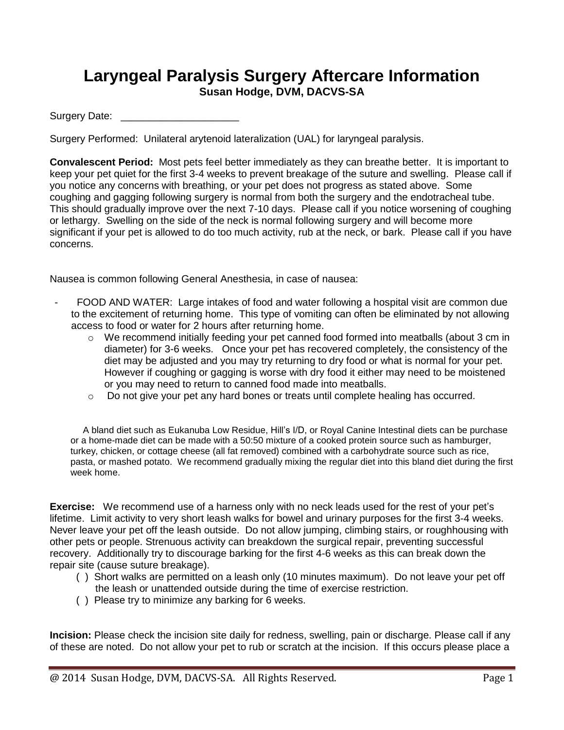# Laryngeal Paralysis Surgery Aftercare Information

**Susan Hodge, DVM, DACVS-SA**

Surgery Date: ____________________

Surgery Performed: Unilateral arytenoid lateralization (UAL) for laryngeal paralysis.

**Convalescent Period:** Most pets feel better immediately as they can breathe better. It is important to keep your pet quiet for the first 3-4 weeks to prevent breakage of the suture and swelling. Please call if you notice any concerns with breathing, or your pet does not progress as stated above. Some coughing and gagging following surgery is normal from both the surgery and the endotracheal tube. This should gradually improve over the next 7-10 days. Please call if you notice worsening of coughing or lethargy. Swelling on the side of the neck is normal following surgery and will become more significant if your pet is allowed to do too much activity, rub at the neck, or bark. Please call if you have concerns.

Nausea is common following General Anesthesia, in case of nausea:

- FOOD AND WATER: Large intakes of food and water following a hospital visit are common due to the excitement of returning home. This type of vomiting can often be eliminated by not allowing access to food or water for 2 hours after returning home.
  - We recommend initially feeding your pet canned food formed into meatballs (about 3 cm in diameter) for 3-6 weeks. Once your pet has recovered completely, the consistency of the diet may be adjusted and you may try returning to dry food or what is normal for your pet. However if coughing or gagging is worse with dry food it either may need to be moistened or you may need to return to canned food made into meatballs.
  - Do not give your pet any hard bones or treats until complete healing has occurred.

A bland diet such as Eukanuba Low Residue, Hill's I/D, or Royal Canine Intestinal diets can be purchase or a home-made diet can be made with a 50:50 mixture of a cooked protein source such as hamburger, turkey, chicken, or cottage cheese (all fat removed) combined with a carbohydrate source such as rice, pasta, or mashed potato. We recommend gradually mixing the regular diet into this bland diet during the first week home.

**Exercise:** We recommend use of a harness only with no neck leads used for the rest of your pet's lifetime. Limit activity to very short leash walks for bowel and urinary purposes for the first 3-4 weeks. Never leave your pet off the leash outside. Do not allow jumping, climbing stairs, or roughhousing with other pets or people. Strenuous activity can breakdown the surgical repair, preventing successful recovery. Additionally try to discourage barking for the first 4-6 weeks as this can break down the repair site (cause suture breakage).

( ) Short walks are permitted on a leash only (10 minutes maximum). Do not leave your pet off the leash or unattended outside during the time of exercise restriction.

( ) Please try to minimize any barking for 6 weeks.

**Incision:** Please check the incision site daily for redness, swelling, pain or discharge. Please call if any of these are noted. Do not allow your pet to rub or scratch at the incision. If this occurs please place a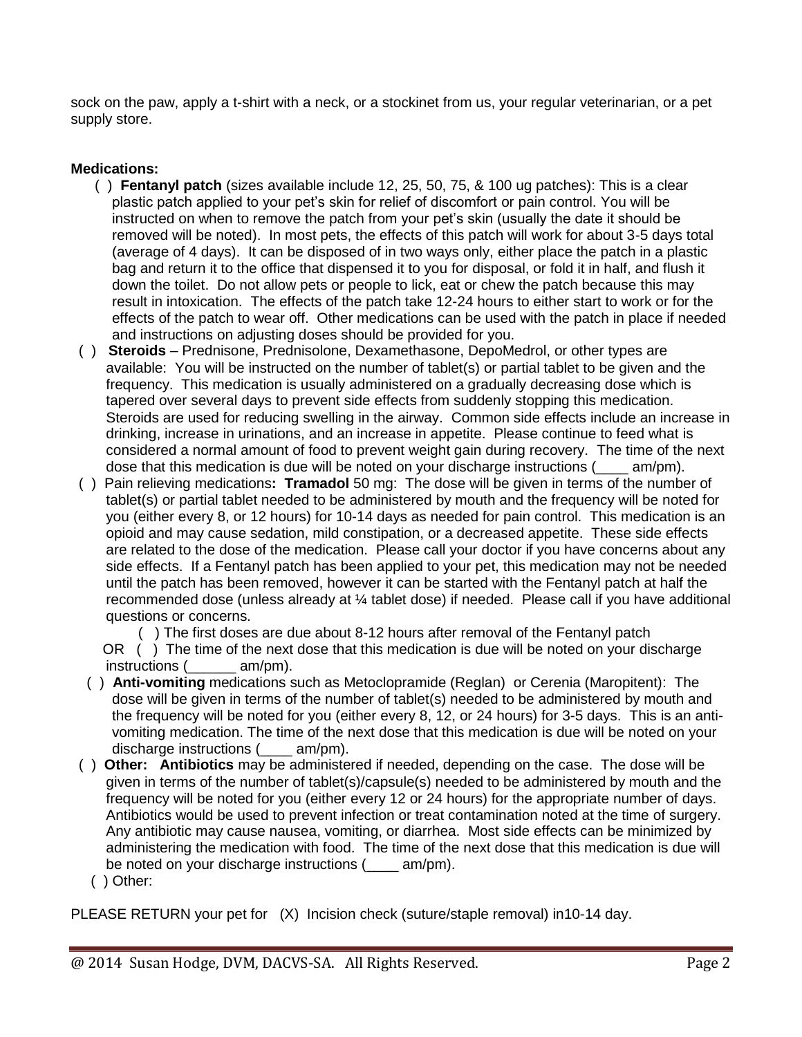sock on the paw, apply a t-shirt with a neck, or a stockinet from us, your regular veterinarian, or a pet supply store.

**Medications:**

- ( ) **Fentanyl patch** (sizes available include 12, 25, 50, 75, & 100 ug patches): This is a clear plastic patch applied to your pet's skin for relief of discomfort or pain control. You will be instructed on when to remove the patch from your pet's skin (usually the date it should be removed will be noted). In most pets, the effects of this patch will work for about 3-5 days total (average of 4 days). It can be disposed of in two ways only, either place the patch in a plastic bag and return it to the office that dispensed it to you for disposal, or fold it in half, and flush it down the toilet. Do not allow pets or people to lick, eat or chew the patch because this may result in intoxication. The effects of the patch take 12-24 hours to either start to work or for the effects of the patch to wear off. Other medications can be used with the patch in place if needed and instructions on adjusting doses should be provided for you.
- ( ) **Steroids** – Prednisone, Prednisolone, Dexamethasone, DepoMedrol, or other types are available: You will be instructed on the number of tablet(s) or partial tablet to be given and the frequency. This medication is usually administered on a gradually decreasing dose which is tapered over several days to prevent side effects from suddenly stopping this medication. Steroids are used for reducing swelling in the airway. Common side effects include an increase in drinking, increase in urinations, and an increase in appetite. Please continue to feed what is considered a normal amount of food to prevent weight gain during recovery. The time of the next dose that this medication is due will be noted on your discharge instructions (____ am/pm).
- ( ) Pain relieving medications**:** **Tramadol** 50 mg: The dose will be given in terms of the number of tablet(s) or partial tablet needed to be administered by mouth and the frequency will be noted for you (either every 8, or 12 hours) for 10-14 days as needed for pain control. This medication is an opioid and may cause sedation, mild constipation, or a decreased appetite. These side effects are related to the dose of the medication. Please call your doctor if you have concerns about any side effects. If a Fentanyl patch has been applied to your pet, this medication may not be needed until the patch has been removed, however it can be started with the Fentanyl patch at half the recommended dose (unless already at ¼ tablet dose) if needed. Please call if you have additional questions or concerns.
  - ( ) The first doses are due about 8-12 hours after removal of the Fentanyl patch
  - OR ( ) The time of the next dose that this medication is due will be noted on your discharge instructions (______ am/pm).
- ( ) **Anti-vomiting** medications such as Metoclopramide (Reglan) or Cerenia (Maropitent): The dose will be given in terms of the number of tablet(s) needed to be administered by mouth and the frequency will be noted for you (either every 8, 12, or 24 hours) for 3-5 days. This is an anti-vomiting medication. The time of the next dose that this medication is due will be noted on your discharge instructions (____ am/pm).
- ( ) **Other: Antibiotics** may be administered if needed, depending on the case. The dose will be given in terms of the number of tablet(s)/capsule(s) needed to be administered by mouth and the frequency will be noted for you (either every 12 or 24 hours) for the appropriate number of days. Antibiotics would be used to prevent infection or treat contamination noted at the time of surgery. Any antibiotic may cause nausea, vomiting, or diarrhea. Most side effects can be minimized by administering the medication with food. The time of the next dose that this medication is due will be noted on your discharge instructions (____ am/pm).
- ( ) Other:

PLEASE RETURN your pet for (X) Incision check (suture/staple removal) in10-14 day.

@ 2014 Susan Hodge, DVM, DACVS-SA. All Rights Reserved.